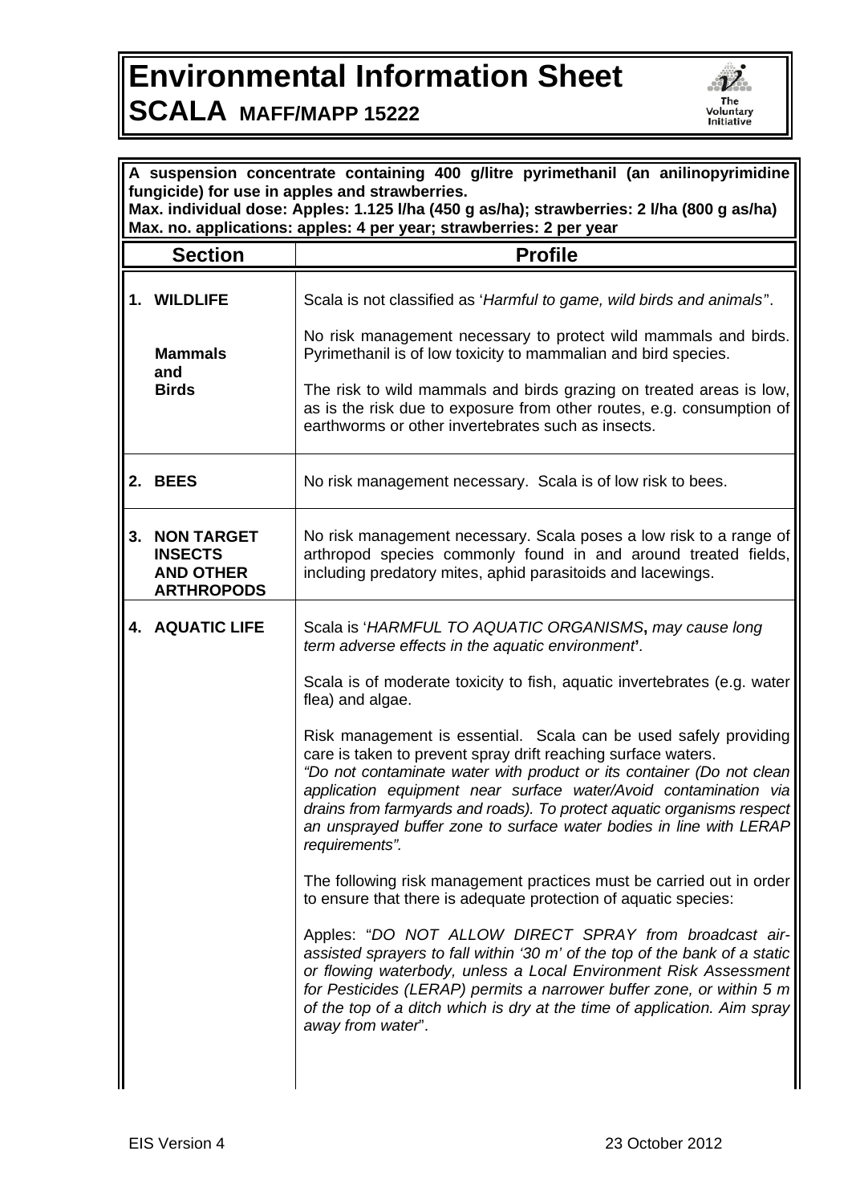# Environmental Information Sheet

## SCALA MAFF/MAPP 15222

**A suspension concentrate containing 400 g/litre pyrimethanil (an anilinopyrimidine fungicide) for use in apples and strawberries.**
**Max. individual dose: Apples: 1.125 l/ha (450 g as/ha); strawberries: 2 l/ha (800 g as/ha)**
**Max. no. applications: apples: 4 per year; strawberries: 2 per year**

| Section | Profile |
| --- | --- |
| **1. WILDLIFE**<br><br>**Mammals and Birds** | Scala is not classified as '*Harmful to game, wild birds and animals*'.<br><br>No risk management necessary to protect wild mammals and birds. Pyrimethanil is of low toxicity to mammalian and bird species.<br><br>The risk to wild mammals and birds grazing on treated areas is low, as is the risk due to exposure from other routes, e.g. consumption of earthworms or other invertebrates such as insects. |
| **2. BEES** | No risk management necessary. Scala is of low risk to bees. |
| **3. NON TARGET INSECTS AND OTHER ARTHROPODS** | No risk management necessary. Scala poses a low risk to a range of arthropod species commonly found in and around treated fields, including predatory mites, aphid parasitoids and lacewings. |
| **4. AQUATIC LIFE** | Scala is '*HARMFUL TO AQUATIC ORGANISMS, may cause long term adverse effects in the aquatic environment*'.<br><br>Scala is of moderate toxicity to fish, aquatic invertebrates (e.g. water flea) and algae.<br><br>Risk management is essential. Scala can be used safely providing care is taken to prevent spray drift reaching surface waters.<br>*"Do not contaminate water with product or its container (Do not clean application equipment near surface water/Avoid contamination via drains from farmyards and roads). To protect aquatic organisms respect an unsprayed buffer zone to surface water bodies in line with LERAP requirements".*<br><br>The following risk management practices must be carried out in order to ensure that there is adequate protection of aquatic species:<br><br>Apples: "*DO NOT ALLOW DIRECT SPRAY from broadcast air-assisted sprayers to fall within '30 m' of the top of the bank of a static or flowing waterbody, unless a Local Environment Risk Assessment for Pesticides (LERAP) permits a narrower buffer zone, or within 5 m of the top of a ditch which is dry at the time of application. Aim spray away from water*". |

EIS Version 4 23 October 2012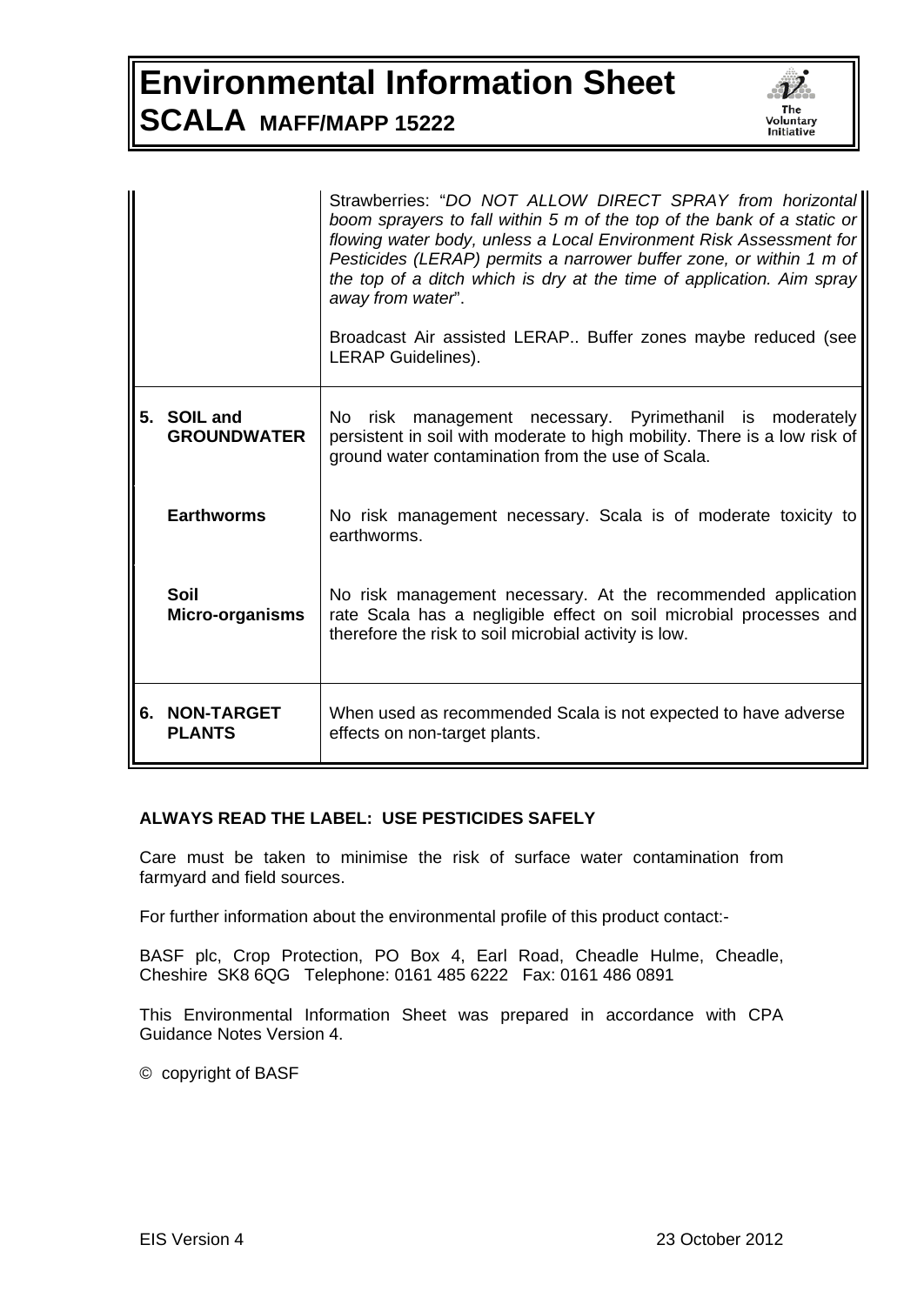| | |
|---|---|
| | Strawberries: "*DO NOT ALLOW DIRECT SPRAY from horizontal boom sprayers to fall within 5 m of the top of the bank of a static or flowing water body, unless a Local Environment Risk Assessment for Pesticides (LERAP) permits a narrower buffer zone, or within 1 m of the top of a ditch which is dry at the time of application. Aim spray away from water*".<br><br>Broadcast Air assisted LERAP.. Buffer zones maybe reduced (see LERAP Guidelines). |
| **5. SOIL and GROUNDWATER** | No risk management necessary. Pyrimethanil is moderately persistent in soil with moderate to high mobility. There is a low risk of ground water contamination from the use of Scala. |
| **Earthworms** | No risk management necessary. Scala is of moderate toxicity to earthworms. |
| **Soil Micro-organisms** | No risk management necessary. At the recommended application rate Scala has a negligible effect on soil microbial processes and therefore the risk to soil microbial activity is low. |
| **6. NON-TARGET PLANTS** | When used as recommended Scala is not expected to have adverse effects on non-target plants. |

**ALWAYS READ THE LABEL: USE PESTICIDES SAFELY**

Care must be taken to minimise the risk of surface water contamination from farmyard and field sources.

For further information about the environmental profile of this product contact:-

BASF plc, Crop Protection, PO Box 4, Earl Road, Cheadle Hulme, Cheadle, Cheshire SK8 6QG Telephone: 0161 485 6222 Fax: 0161 486 0891

This Environmental Information Sheet was prepared in accordance with CPA Guidance Notes Version 4.

© copyright of BASF